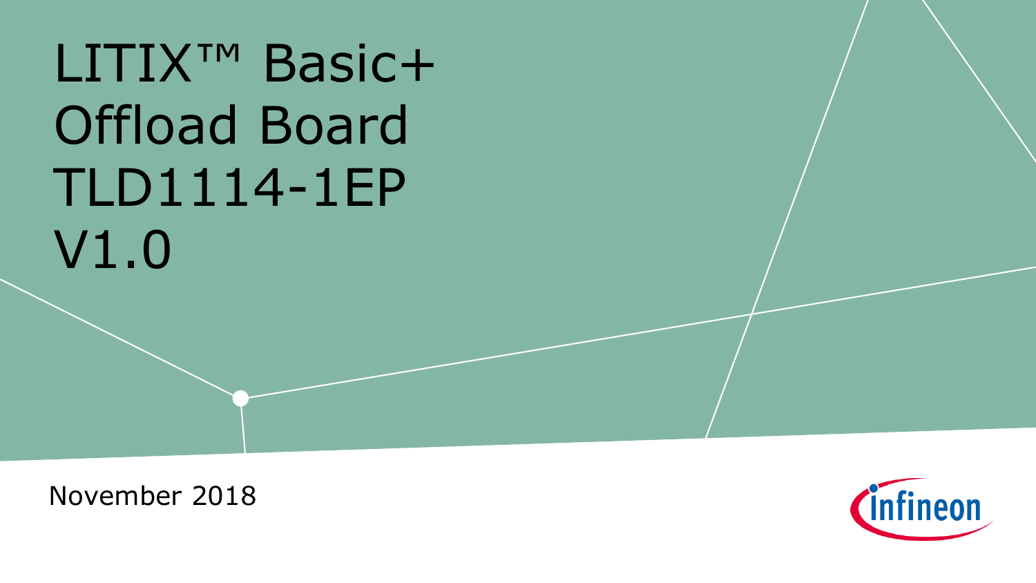# LITIX™ Basic+ Offload Board TLD1114-1EP V1.0

November 2018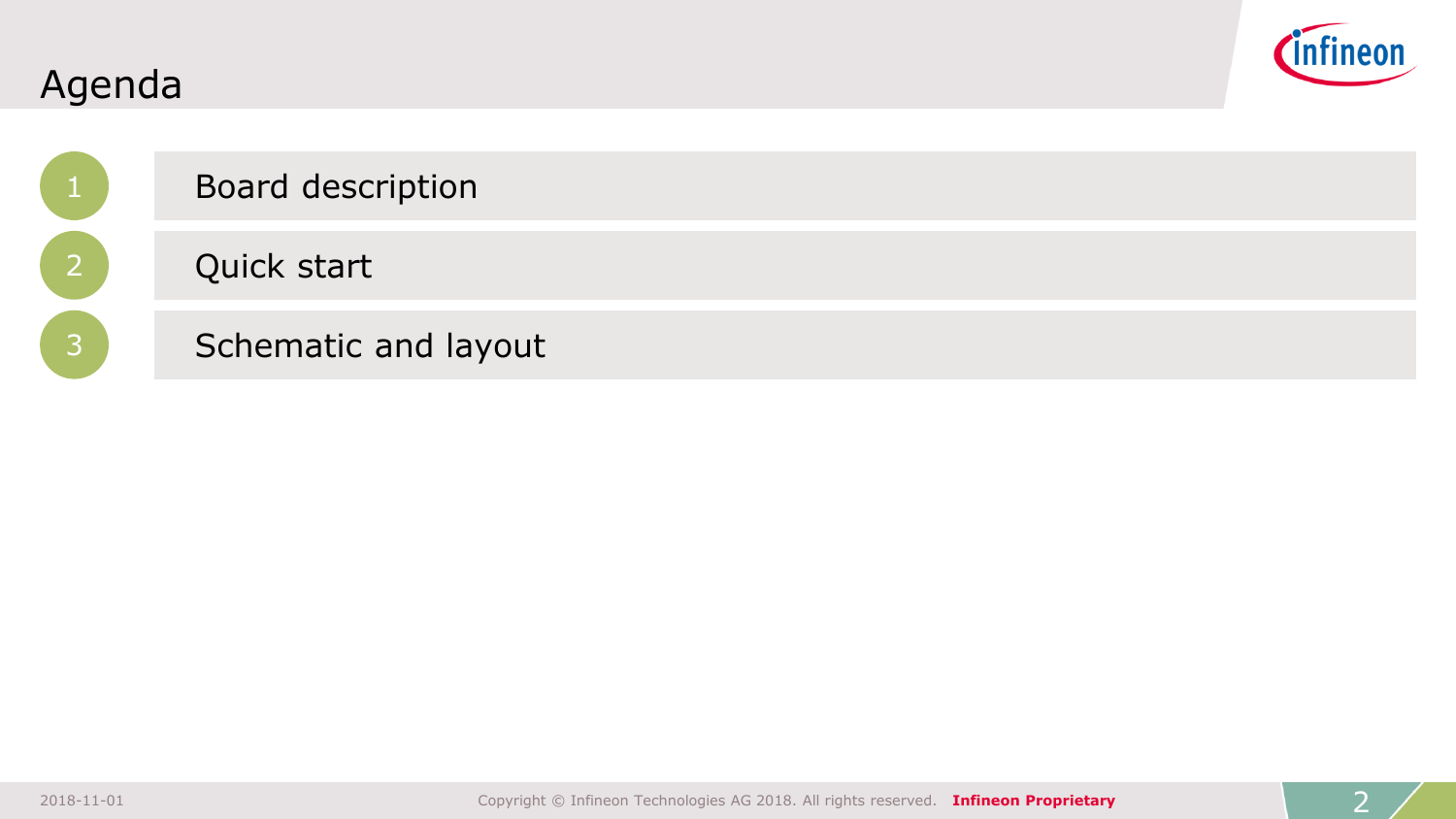# Agenda

1. Board description
2. Quick start
3. Schematic and layout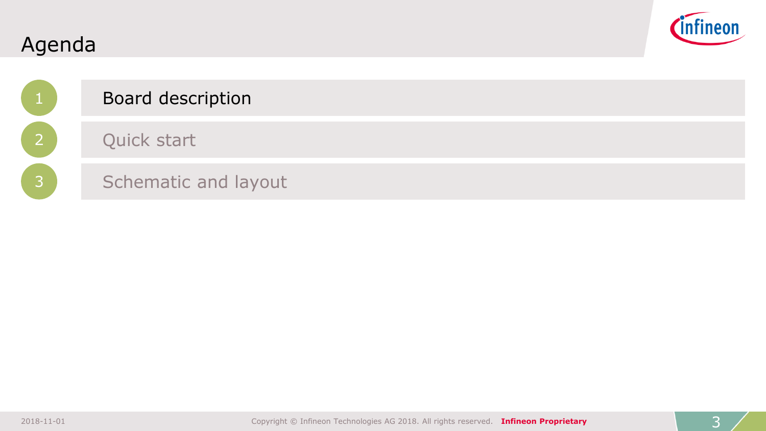# Agenda

1. Board description
2. Quick start
3. Schematic and layout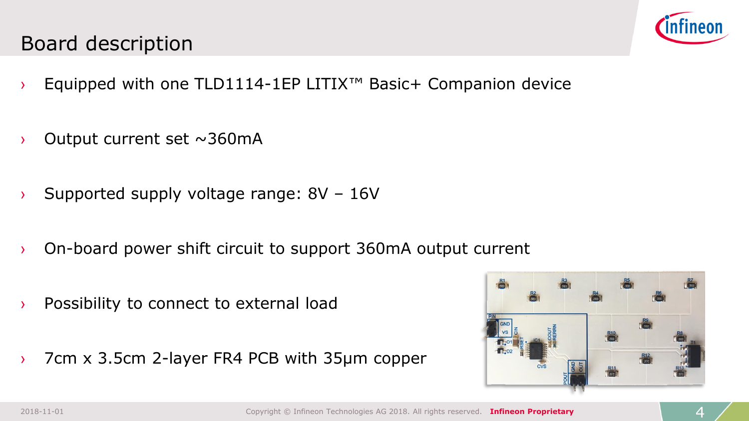# Board description

- Equipped with one TLD1114-1EP LITIX™ Basic+ Companion device
- Output current set ~360mA
- Supported supply voltage range: 8V – 16V
- On-board power shift circuit to support 360mA output current
- Possibility to connect to external load
- 7cm x 3.5cm 2-layer FR4 PCB with 35µm copper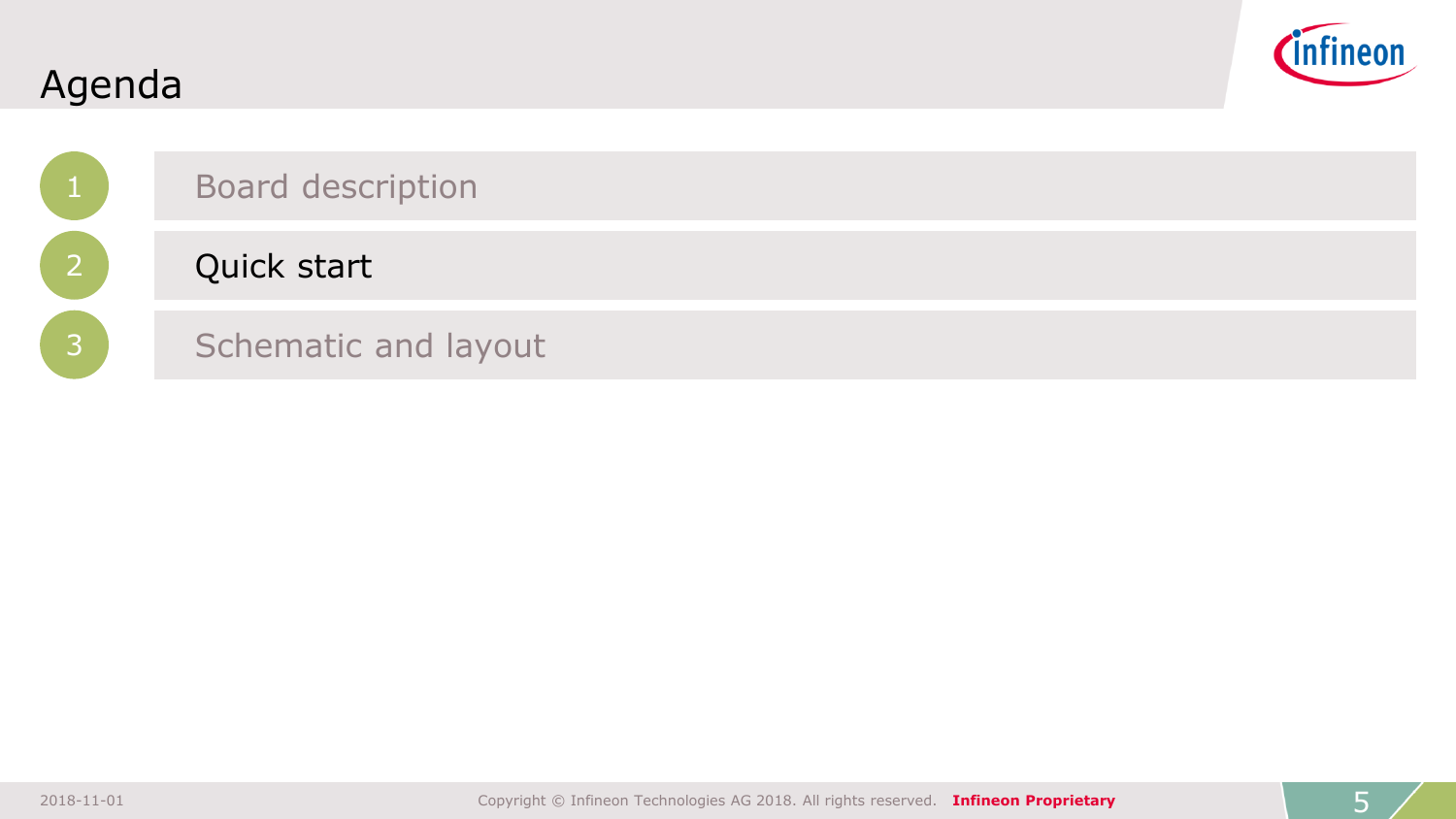# Agenda

1. Board description
2. Quick start
3. Schematic and layout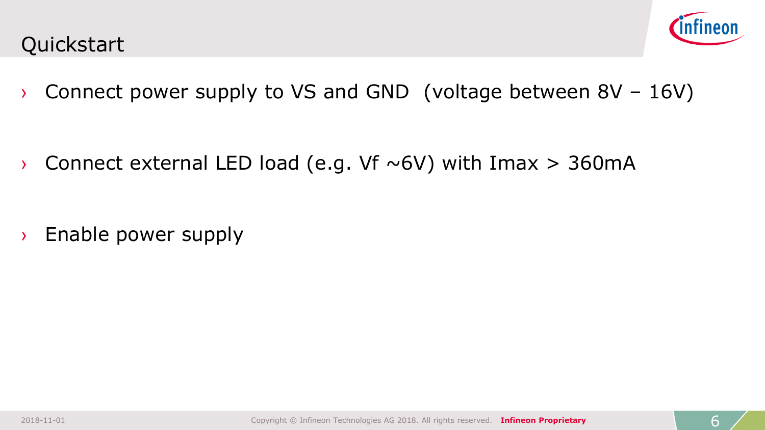# Quickstart

- Connect power supply to VS and GND (voltage between 8V – 16V)
- Connect external LED load (e.g. Vf ~6V) with Imax > 360mA
- Enable power supply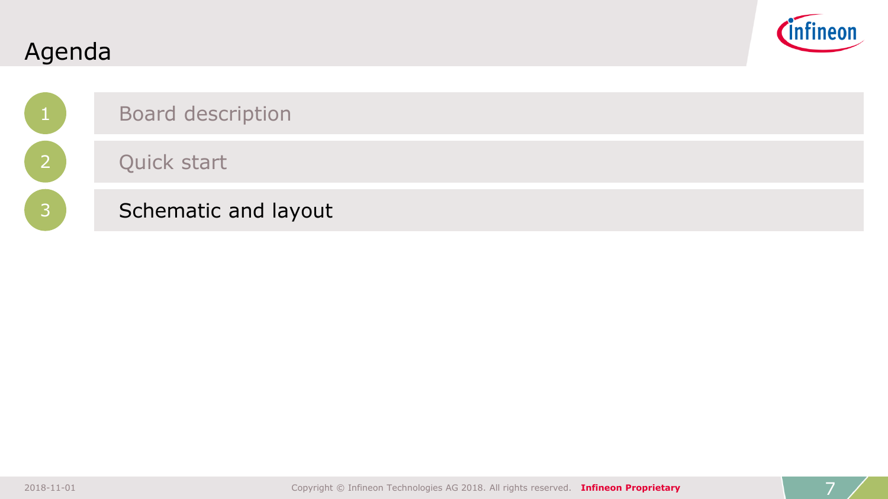# Agenda

1. Board description
2. Quick start
3. Schematic and layout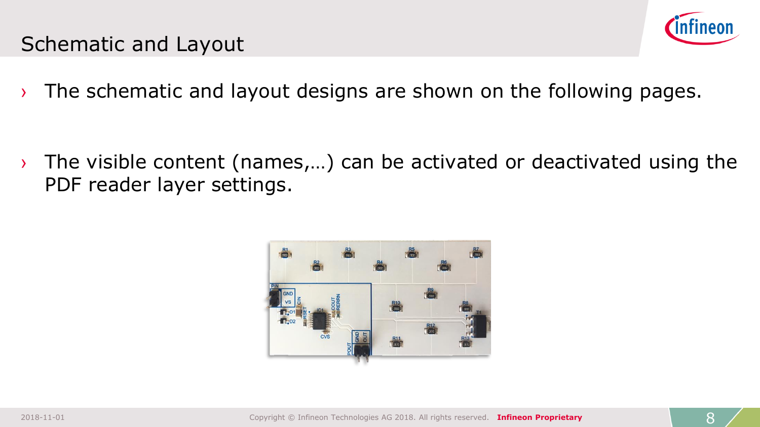# Schematic and Layout

- The schematic and layout designs are shown on the following pages.

- The visible content (names,…) can be activated or deactivated using the PDF reader layer settings.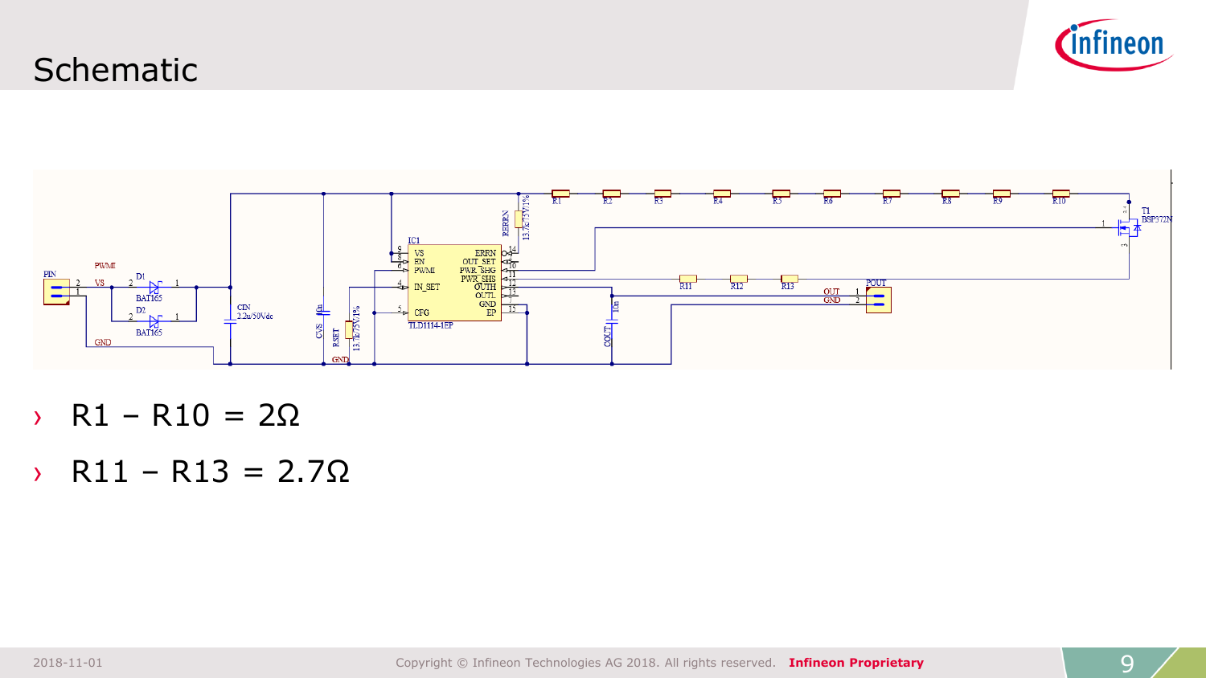# Schematic

- R1 – R10 = 2Ω
- R11 – R13 = 2.7Ω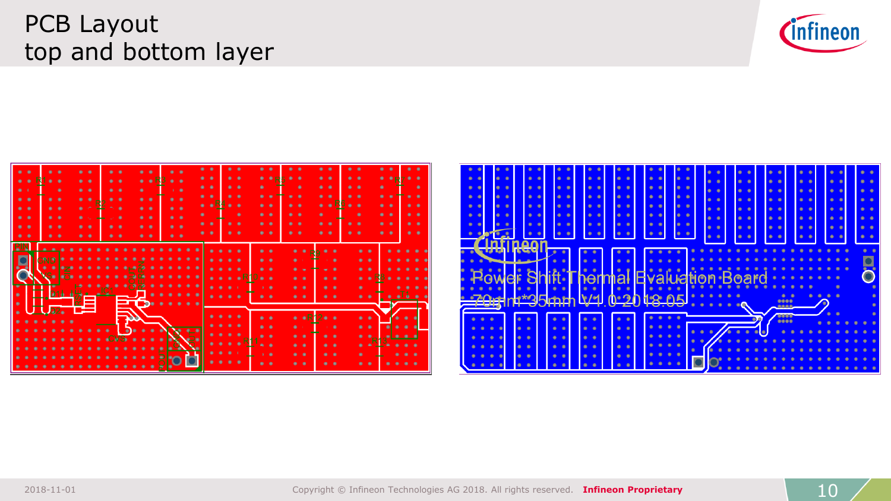# PCB Layout
top and bottom layer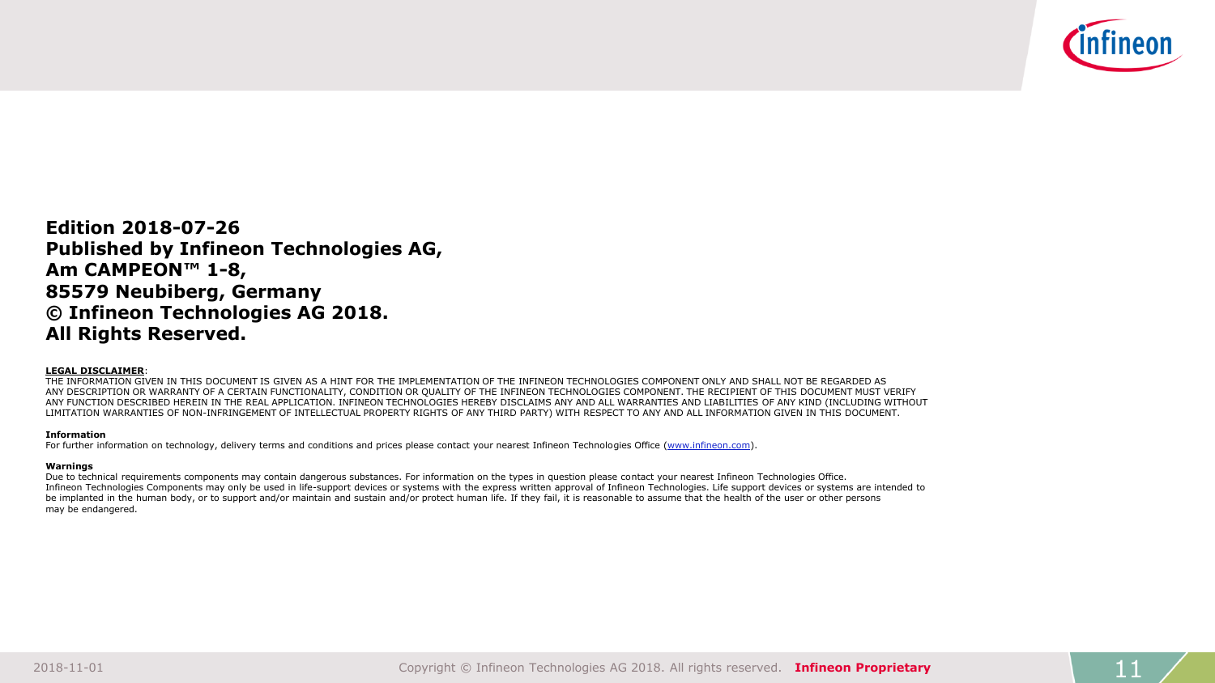**Edition 2018-07-26**
**Published by Infineon Technologies AG,**
**Am CAMPEON™ 1-8,**
**85579 Neubiberg, Germany**
**© Infineon Technologies AG 2018.**
**All Rights Reserved.**

**LEGAL DISCLAIMER**:
THE INFORMATION GIVEN IN THIS DOCUMENT IS GIVEN AS A HINT FOR THE IMPLEMENTATION OF THE INFINEON TECHNOLOGIES COMPONENT ONLY AND SHALL NOT BE REGARDED AS ANY DESCRIPTION OR WARRANTY OF A CERTAIN FUNCTIONALITY, CONDITION OR QUALITY OF THE INFINEON TECHNOLOGIES COMPONENT. THE RECIPIENT OF THIS DOCUMENT MUST VERIFY ANY FUNCTION DESCRIBED HEREIN IN THE REAL APPLICATION. INFINEON TECHNOLOGIES HEREBY DISCLAIMS ANY AND ALL WARRANTIES AND LIABILITIES OF ANY KIND (INCLUDING WITHOUT LIMITATION WARRANTIES OF NON-INFRINGEMENT OF INTELLECTUAL PROPERTY RIGHTS OF ANY THIRD PARTY) WITH RESPECT TO ANY AND ALL INFORMATION GIVEN IN THIS DOCUMENT.

**Information**
For further information on technology, delivery terms and conditions and prices please contact your nearest Infineon Technologies Office (www.infineon.com).

**Warnings**
Due to technical requirements components may contain dangerous substances. For information on the types in question please contact your nearest Infineon Technologies Office.
Infineon Technologies Components may only be used in life-support devices or systems with the express written approval of Infineon Technologies. Life support devices or systems are intended to be implanted in the human body, or to support and/or maintain and sustain and/or protect human life. If they fail, it is reasonable to assume that the health of the user or other persons may be endangered.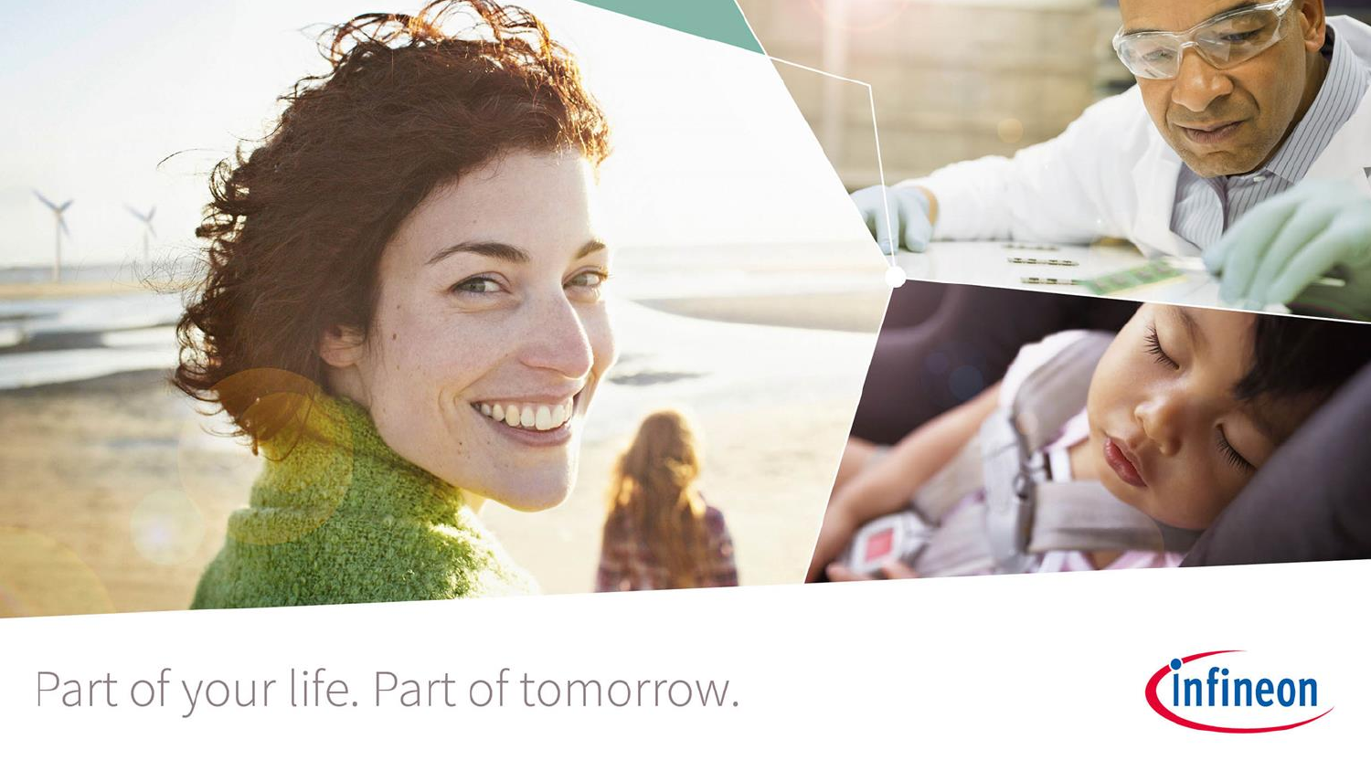Part of your life. Part of tomorrow.

Infineon